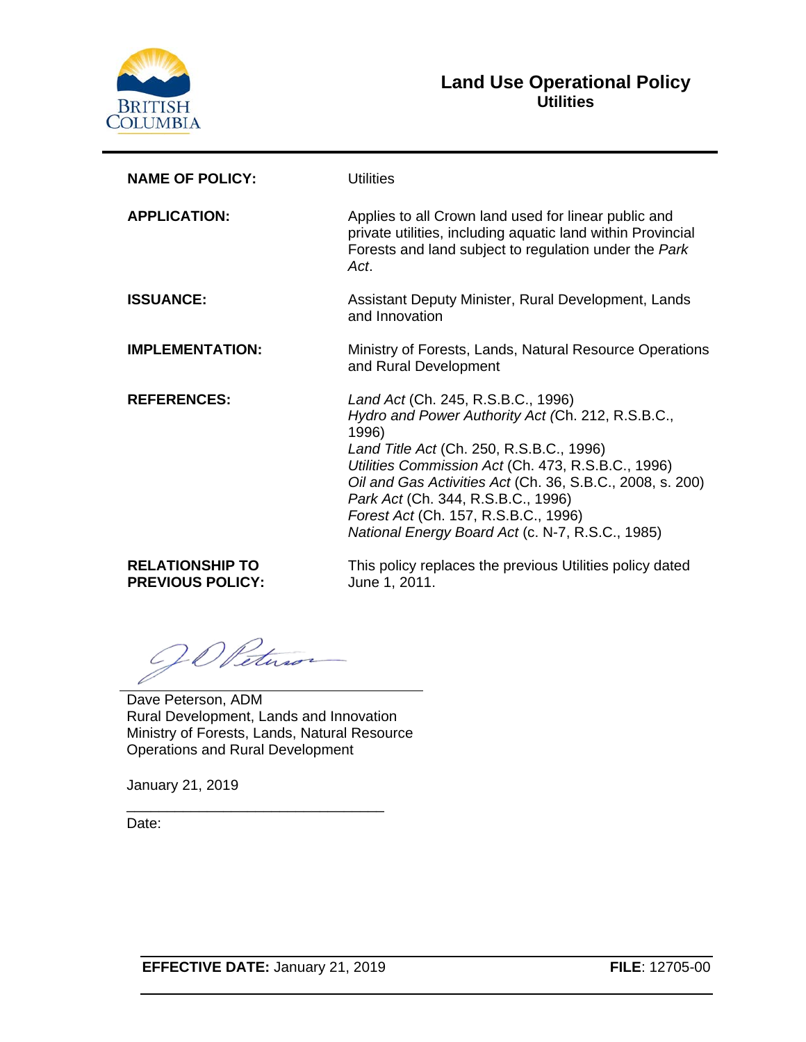BRITISH COLUMBIA

# Land Use Operational Policy
## Utilities

| | |
|---|---|
| **NAME OF POLICY:** | Utilities |
| **APPLICATION:** | Applies to all Crown land used for linear public and private utilities, including aquatic land within Provincial Forests and land subject to regulation under the *Park Act*. |
| **ISSUANCE:** | Assistant Deputy Minister, Rural Development, Lands and Innovation |
| **IMPLEMENTATION:** | Ministry of Forests, Lands, Natural Resource Operations and Rural Development |
| **REFERENCES:** | *Land Act* (Ch. 245, R.S.B.C., 1996)<br>*Hydro and Power Authority Act (*Ch. 212, R.S.B.C., 1996)<br>*Land Title Act* (Ch. 250, R.S.B.C., 1996)<br>*Utilities Commission Act* (Ch. 473, R.S.B.C., 1996)<br>*Oil and Gas Activities Act* (Ch. 36, S.B.C., 2008, s. 200)<br>*Park Act* (Ch. 344, R.S.B.C., 1996)<br>*Forest Act* (Ch. 157, R.S.B.C., 1996)<br>*National Energy Board Act* (c. N-7, R.S.C., 1985) |
| **RELATIONSHIP TO PREVIOUS POLICY:** | This policy replaces the previous Utilities policy dated June 1, 2011. |

Dave Peterson, ADM
Rural Development, Lands and Innovation
Ministry of Forests, Lands, Natural Resource Operations and Rural Development

January 21, 2019

Date:

**EFFECTIVE DATE:** January 21, 2019 **FILE**: 12705-00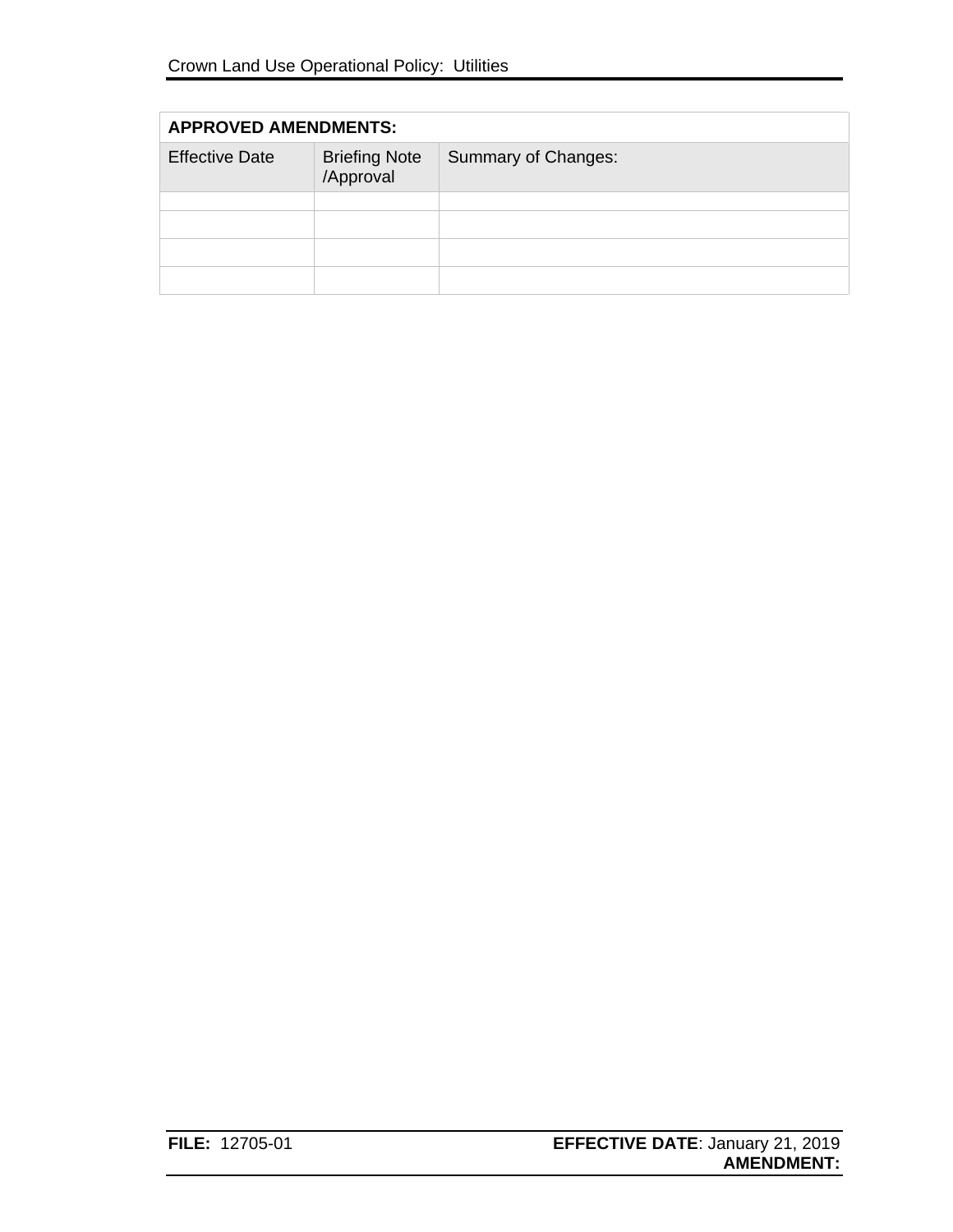| APPROVED AMENDMENTS: | | |
|---|---|---|
| Effective Date | Briefing Note /Approval | Summary of Changes: |
| | | |
| | | |
| | | |
| | | |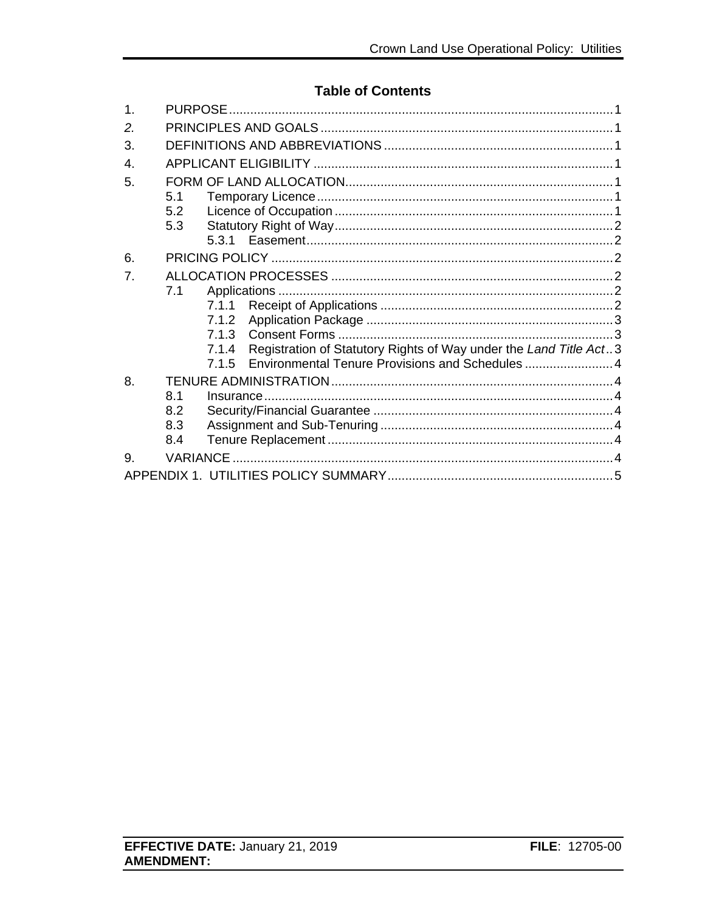## Table of Contents

1. PURPOSE .......... 1
2. PRINCIPLES AND GOALS .......... 1
3. DEFINITIONS AND ABBREVIATIONS .......... 1
4. APPLICANT ELIGIBILITY .......... 1
5. FORM OF LAND ALLOCATION .......... 1
   - 5.1 Temporary Licence .......... 1
   - 5.2 Licence of Occupation .......... 1
   - 5.3 Statutory Right of Way .......... 2
     - 5.3.1 Easement .......... 2
6. PRICING POLICY .......... 2
7. ALLOCATION PROCESSES .......... 2
   - 7.1 Applications .......... 2
     - 7.1.1 Receipt of Applications .......... 2
     - 7.1.2 Application Package .......... 3
     - 7.1.3 Consent Forms .......... 3
     - 7.1.4 Registration of Statutory Rights of Way under the *Land Title Act* .......... 3
     - 7.1.5 Environmental Tenure Provisions and Schedules .......... 4
8. TENURE ADMINISTRATION .......... 4
   - 8.1 Insurance .......... 4
   - 8.2 Security/Financial Guarantee .......... 4
   - 8.3 Assignment and Sub-Tenuring .......... 4
   - 8.4 Tenure Replacement .......... 4
9. VARIANCE .......... 4

APPENDIX 1. UTILITIES POLICY SUMMARY .......... 5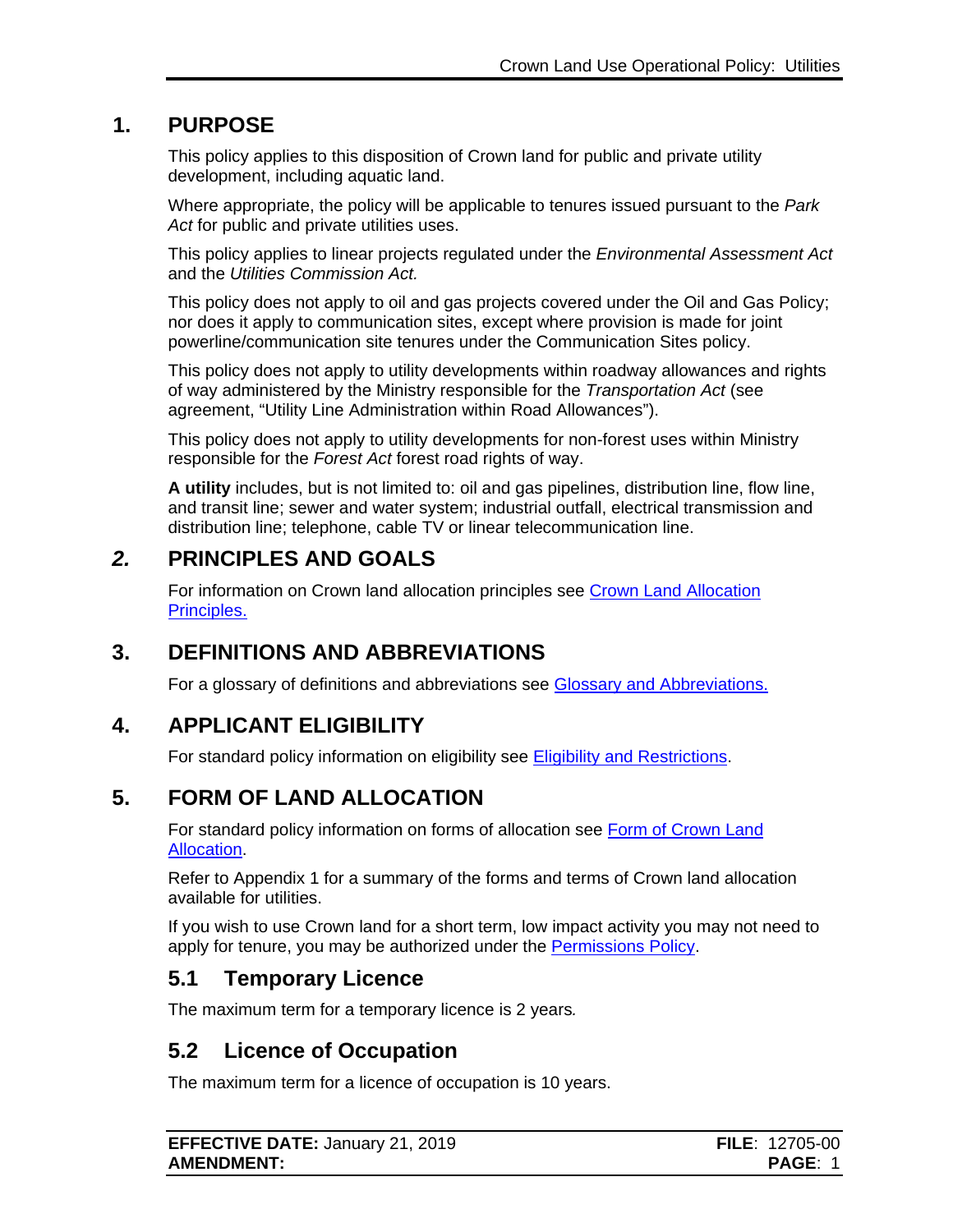## 1. PURPOSE

This policy applies to this disposition of Crown land for public and private utility development, including aquatic land.

Where appropriate, the policy will be applicable to tenures issued pursuant to the *Park Act* for public and private utilities uses.

This policy applies to linear projects regulated under the *Environmental Assessment Act* and the *Utilities Commission Act.*

This policy does not apply to oil and gas projects covered under the Oil and Gas Policy; nor does it apply to communication sites, except where provision is made for joint powerline/communication site tenures under the Communication Sites policy.

This policy does not apply to utility developments within roadway allowances and rights of way administered by the Ministry responsible for the *Transportation Act* (see agreement, "Utility Line Administration within Road Allowances").

This policy does not apply to utility developments for non-forest uses within Ministry responsible for the *Forest Act* forest road rights of way.

**A utility** includes, but is not limited to: oil and gas pipelines, distribution line, flow line, and transit line; sewer and water system; industrial outfall, electrical transmission and distribution line; telephone, cable TV or linear telecommunication line.

## *2.* PRINCIPLES AND GOALS

For information on Crown land allocation principles see [Crown Land Allocation Principles.]

## 3. DEFINITIONS AND ABBREVIATIONS

For a glossary of definitions and abbreviations see [Glossary and Abbreviations.]

## 4. APPLICANT ELIGIBILITY

For standard policy information on eligibility see [Eligibility and Restrictions].

## 5. FORM OF LAND ALLOCATION

For standard policy information on forms of allocation see [Form of Crown Land Allocation].

Refer to Appendix 1 for a summary of the forms and terms of Crown land allocation available for utilities.

If you wish to use Crown land for a short term, low impact activity you may not need to apply for tenure, you may be authorized under the [Permissions Policy].

### 5.1 Temporary Licence

The maximum term for a temporary licence is 2 years*.*

### 5.2 Licence of Occupation

The maximum term for a licence of occupation is 10 years.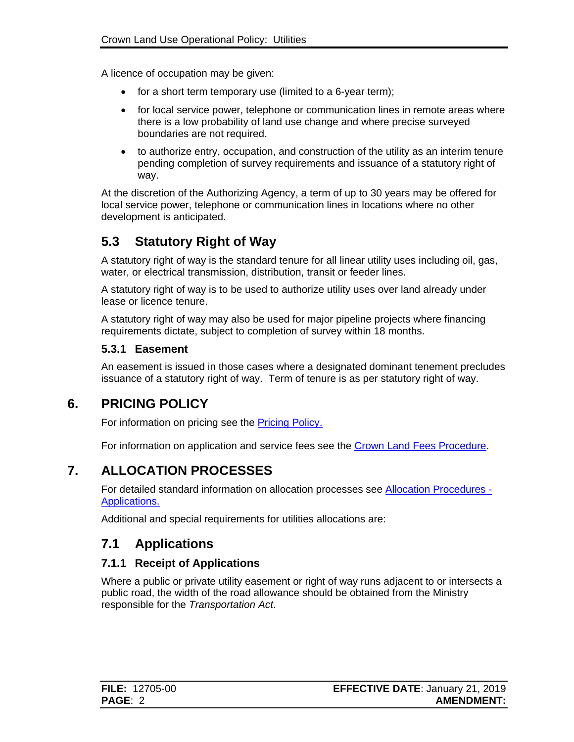A licence of occupation may be given:

- for a short term temporary use (limited to a 6-year term);
- for local service power, telephone or communication lines in remote areas where there is a low probability of land use change and where precise surveyed boundaries are not required.
- to authorize entry, occupation, and construction of the utility as an interim tenure pending completion of survey requirements and issuance of a statutory right of way.

At the discretion of the Authorizing Agency, a term of up to 30 years may be offered for local service power, telephone or communication lines in locations where no other development is anticipated.

## 5.3 Statutory Right of Way

A statutory right of way is the standard tenure for all linear utility uses including oil, gas, water, or electrical transmission, distribution, transit or feeder lines.

A statutory right of way is to be used to authorize utility uses over land already under lease or licence tenure.

A statutory right of way may also be used for major pipeline projects where financing requirements dictate, subject to completion of survey within 18 months.

### 5.3.1 Easement

An easement is issued in those cases where a designated dominant tenement precludes issuance of a statutory right of way. Term of tenure is as per statutory right of way.

# 6. PRICING POLICY

For information on pricing see the Pricing Policy.

For information on application and service fees see the Crown Land Fees Procedure.

# 7. ALLOCATION PROCESSES

For detailed standard information on allocation processes see Allocation Procedures - Applications.

Additional and special requirements for utilities allocations are:

## 7.1 Applications

### 7.1.1 Receipt of Applications

Where a public or private utility easement or right of way runs adjacent to or intersects a public road, the width of the road allowance should be obtained from the Ministry responsible for the *Transportation Act*.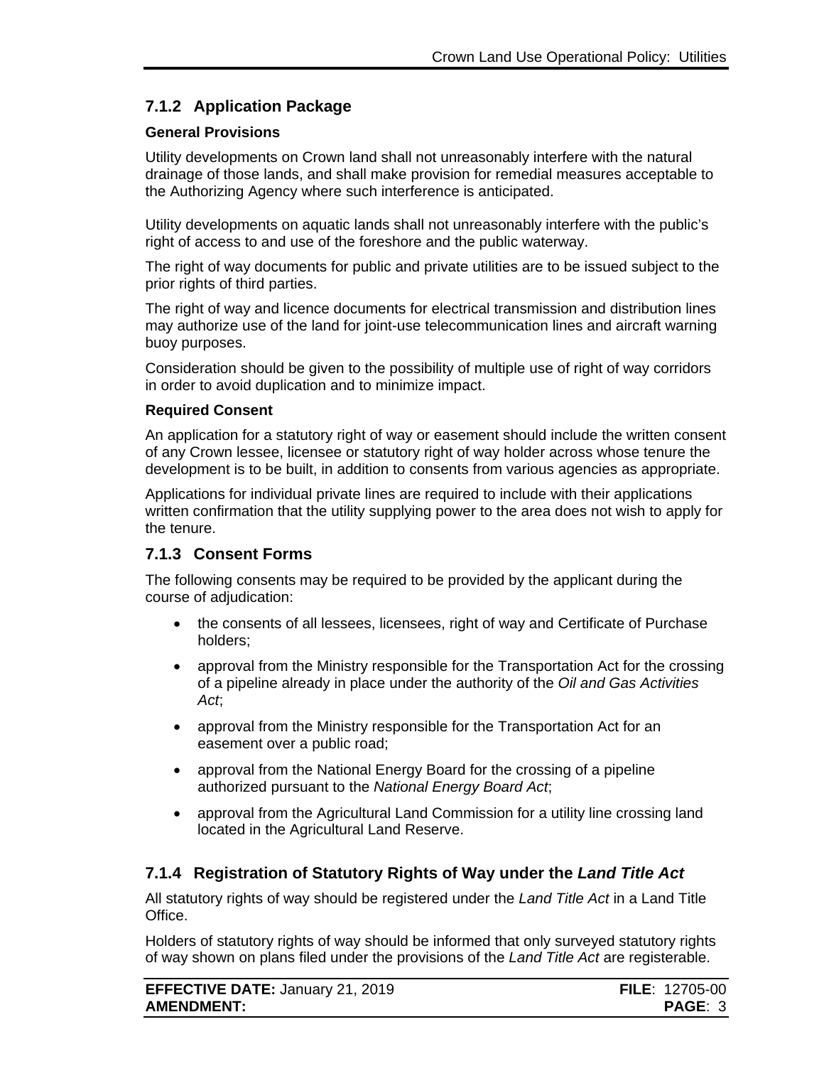### 7.1.2 Application Package

**General Provisions**

Utility developments on Crown land shall not unreasonably interfere with the natural drainage of those lands, and shall make provision for remedial measures acceptable to the Authorizing Agency where such interference is anticipated.

Utility developments on aquatic lands shall not unreasonably interfere with the public's right of access to and use of the foreshore and the public waterway.

The right of way documents for public and private utilities are to be issued subject to the prior rights of third parties.

The right of way and licence documents for electrical transmission and distribution lines may authorize use of the land for joint-use telecommunication lines and aircraft warning buoy purposes.

Consideration should be given to the possibility of multiple use of right of way corridors in order to avoid duplication and to minimize impact.

**Required Consent**

An application for a statutory right of way or easement should include the written consent of any Crown lessee, licensee or statutory right of way holder across whose tenure the development is to be built, in addition to consents from various agencies as appropriate.

Applications for individual private lines are required to include with their applications written confirmation that the utility supplying power to the area does not wish to apply for the tenure.

### 7.1.3 Consent Forms

The following consents may be required to be provided by the applicant during the course of adjudication:

- the consents of all lessees, licensees, right of way and Certificate of Purchase holders;
- approval from the Ministry responsible for the Transportation Act for the crossing of a pipeline already in place under the authority of the *Oil and Gas Activities Act*;
- approval from the Ministry responsible for the Transportation Act for an easement over a public road;
- approval from the National Energy Board for the crossing of a pipeline authorized pursuant to the *National Energy Board Act*;
- approval from the Agricultural Land Commission for a utility line crossing land located in the Agricultural Land Reserve.

### 7.1.4 Registration of Statutory Rights of Way under the *Land Title Act*

All statutory rights of way should be registered under the *Land Title Act* in a Land Title Office.

Holders of statutory rights of way should be informed that only surveyed statutory rights of way shown on plans filed under the provisions of the *Land Title Act* are registerable.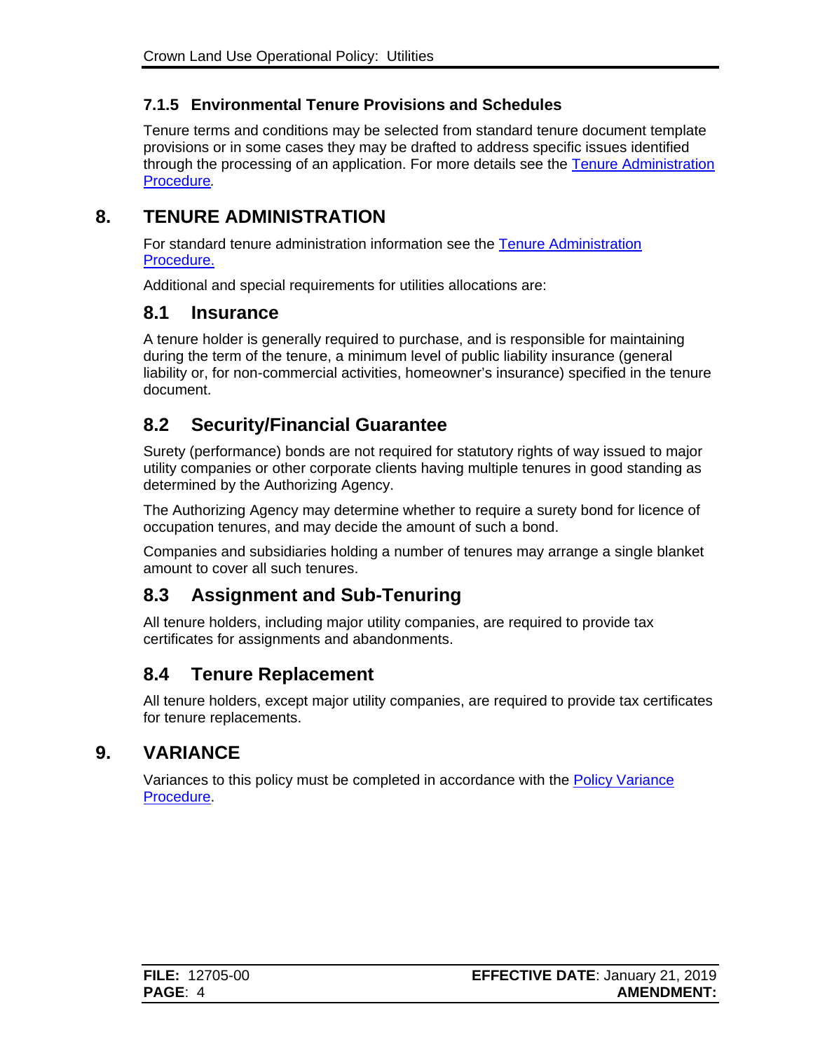### 7.1.5 Environmental Tenure Provisions and Schedules

Tenure terms and conditions may be selected from standard tenure document template provisions or in some cases they may be drafted to address specific issues identified through the processing of an application. For more details see the Tenure Administration Procedure*.*

# 8. TENURE ADMINISTRATION

For standard tenure administration information see the Tenure Administration Procedure.

Additional and special requirements for utilities allocations are:

## 8.1 Insurance

A tenure holder is generally required to purchase, and is responsible for maintaining during the term of the tenure, a minimum level of public liability insurance (general liability or, for non-commercial activities, homeowner's insurance) specified in the tenure document.

## 8.2 Security/Financial Guarantee

Surety (performance) bonds are not required for statutory rights of way issued to major utility companies or other corporate clients having multiple tenures in good standing as determined by the Authorizing Agency.

The Authorizing Agency may determine whether to require a surety bond for licence of occupation tenures, and may decide the amount of such a bond.

Companies and subsidiaries holding a number of tenures may arrange a single blanket amount to cover all such tenures.

## 8.3 Assignment and Sub-Tenuring

All tenure holders, including major utility companies, are required to provide tax certificates for assignments and abandonments.

## 8.4 Tenure Replacement

All tenure holders, except major utility companies, are required to provide tax certificates for tenure replacements.

# 9. VARIANCE

Variances to this policy must be completed in accordance with the Policy Variance Procedure.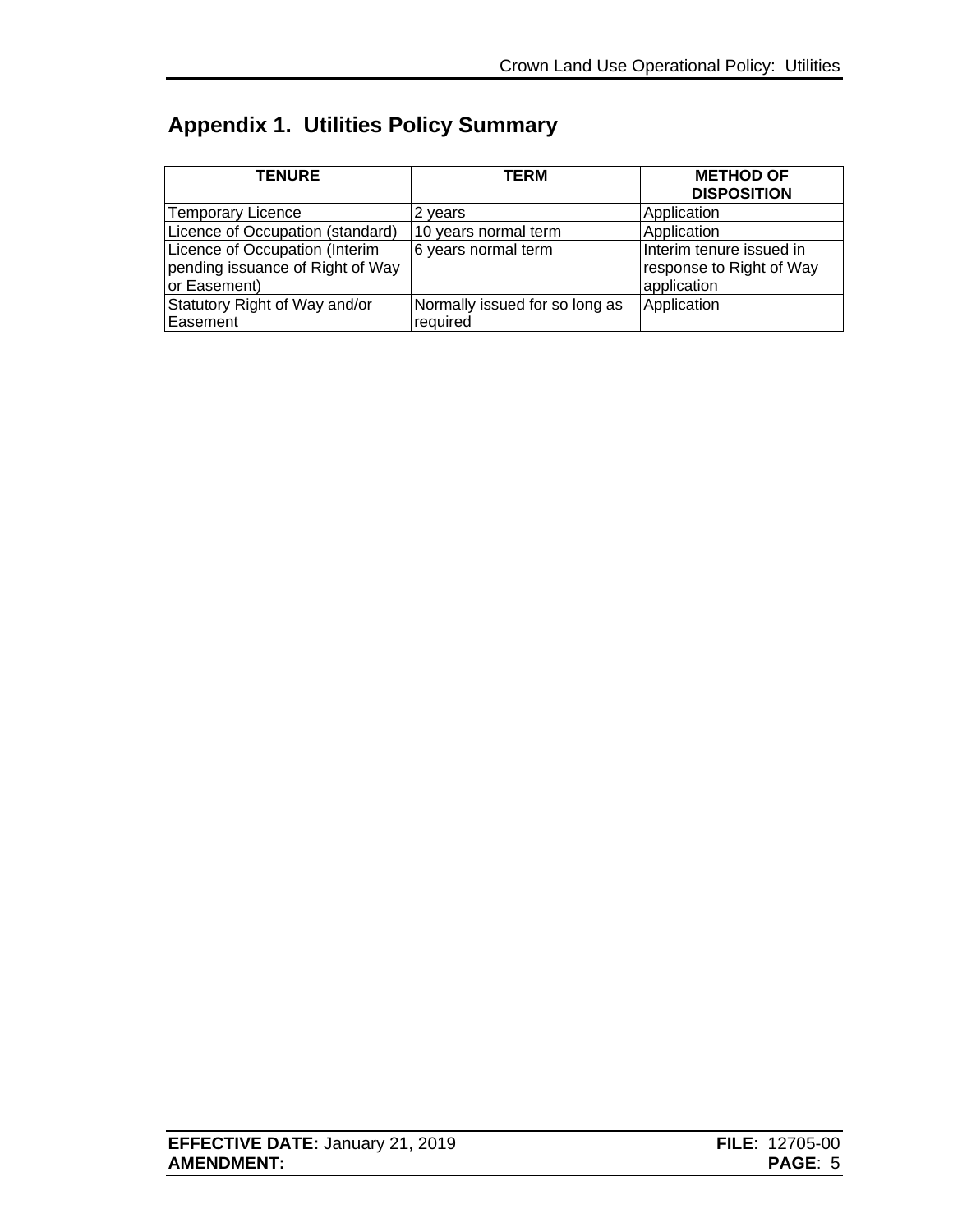## Appendix 1. Utilities Policy Summary

| TENURE | TERM | METHOD OF DISPOSITION |
|---|---|---|
| Temporary Licence | 2 years | Application |
| Licence of Occupation (standard) | 10 years normal term | Application |
| Licence of Occupation (Interim pending issuance of Right of Way or Easement) | 6 years normal term | Interim tenure issued in response to Right of Way application |
| Statutory Right of Way and/or Easement | Normally issued for so long as required | Application |